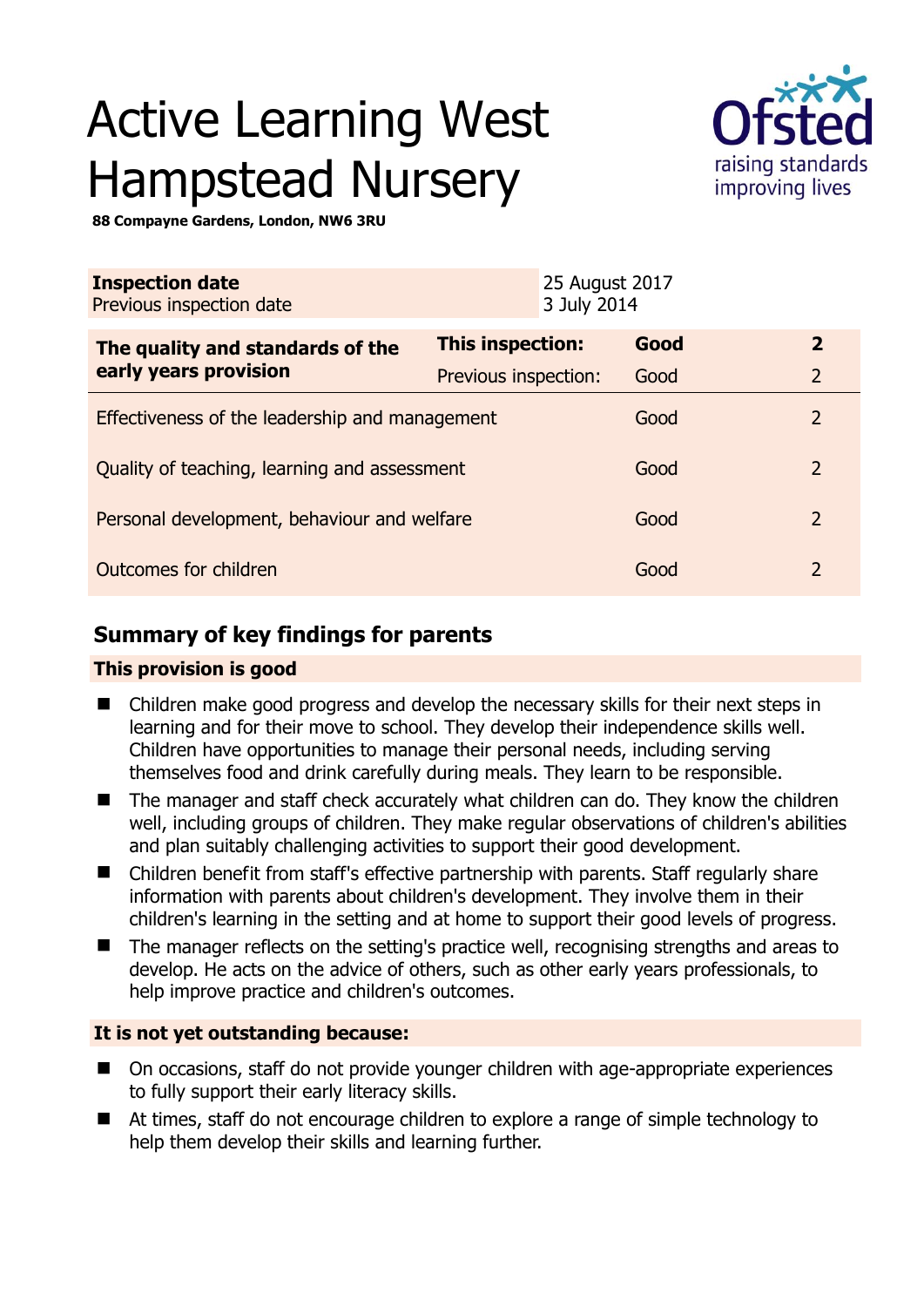# Active Learning West Hampstead Nursery

**88 Compayne Gardens, London, NW6 3RU**

| **Inspection date** | 25 August 2017 |
|---|---|
| Previous inspection date | 3 July 2014 |

| **The quality and standards of the early years provision** | **This inspection:** | **Good** | **2** |
|---|---|---|---|
| | Previous inspection: | Good | 2 |
| Effectiveness of the leadership and management | | Good | 2 |
| Quality of teaching, learning and assessment | | Good | 2 |
| Personal development, behaviour and welfare | | Good | 2 |
| Outcomes for children | | Good | 2 |

## Summary of key findings for parents

### This provision is good

- Children make good progress and develop the necessary skills for their next steps in learning and for their move to school. They develop their independence skills well. Children have opportunities to manage their personal needs, including serving themselves food and drink carefully during meals. They learn to be responsible.
- The manager and staff check accurately what children can do. They know the children well, including groups of children. They make regular observations of children's abilities and plan suitably challenging activities to support their good development.
- Children benefit from staff's effective partnership with parents. Staff regularly share information with parents about children's development. They involve them in their children's learning in the setting and at home to support their good levels of progress.
- The manager reflects on the setting's practice well, recognising strengths and areas to develop. He acts on the advice of others, such as other early years professionals, to help improve practice and children's outcomes.

### It is not yet outstanding because:

- On occasions, staff do not provide younger children with age-appropriate experiences to fully support their early literacy skills.
- At times, staff do not encourage children to explore a range of simple technology to help them develop their skills and learning further.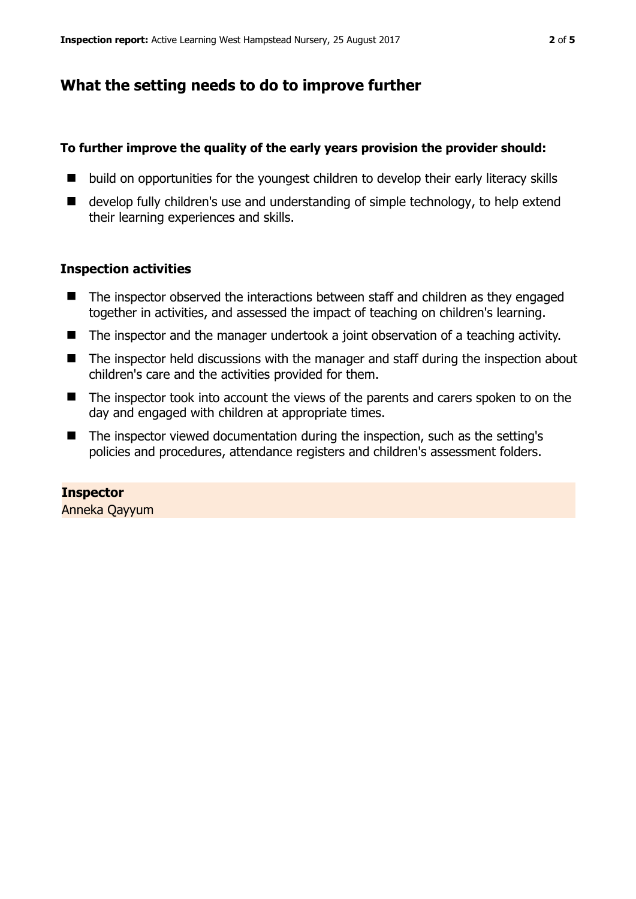## What the setting needs to do to improve further

**To further improve the quality of the early years provision the provider should:**

- build on opportunities for the youngest children to develop their early literacy skills
- develop fully children's use and understanding of simple technology, to help extend their learning experiences and skills.

### Inspection activities

- The inspector observed the interactions between staff and children as they engaged together in activities, and assessed the impact of teaching on children's learning.
- The inspector and the manager undertook a joint observation of a teaching activity.
- The inspector held discussions with the manager and staff during the inspection about children's care and the activities provided for them.
- The inspector took into account the views of the parents and carers spoken to on the day and engaged with children at appropriate times.
- The inspector viewed documentation during the inspection, such as the setting's policies and procedures, attendance registers and children's assessment folders.

**Inspector**
Anneka Qayyum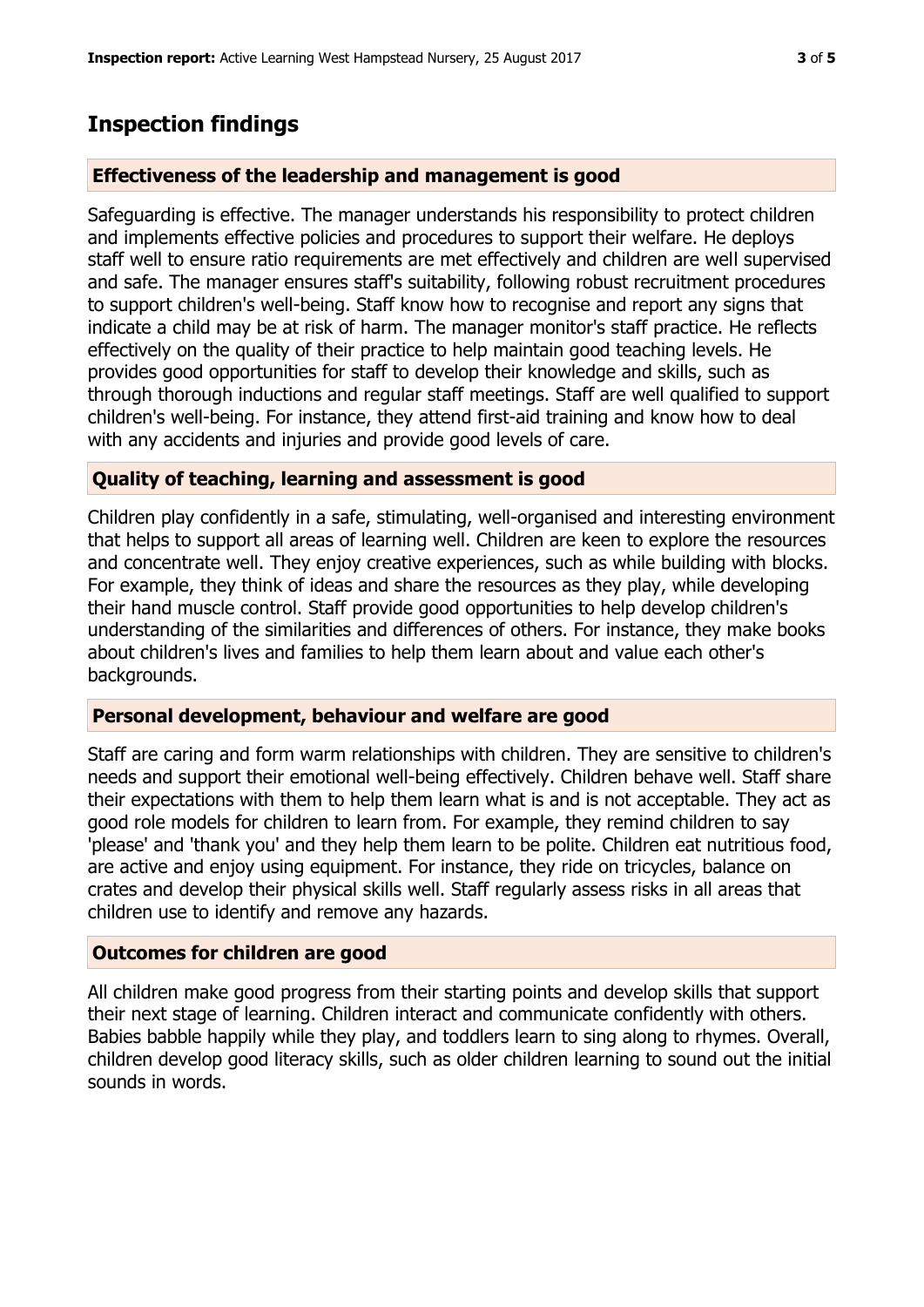## Inspection findings

### Effectiveness of the leadership and management is good

Safeguarding is effective. The manager understands his responsibility to protect children and implements effective policies and procedures to support their welfare. He deploys staff well to ensure ratio requirements are met effectively and children are well supervised and safe. The manager ensures staff's suitability, following robust recruitment procedures to support children's well-being. Staff know how to recognise and report any signs that indicate a child may be at risk of harm. The manager monitor's staff practice. He reflects effectively on the quality of their practice to help maintain good teaching levels. He provides good opportunities for staff to develop their knowledge and skills, such as through thorough inductions and regular staff meetings. Staff are well qualified to support children's well-being. For instance, they attend first-aid training and know how to deal with any accidents and injuries and provide good levels of care.

### Quality of teaching, learning and assessment is good

Children play confidently in a safe, stimulating, well-organised and interesting environment that helps to support all areas of learning well. Children are keen to explore the resources and concentrate well. They enjoy creative experiences, such as while building with blocks. For example, they think of ideas and share the resources as they play, while developing their hand muscle control. Staff provide good opportunities to help develop children's understanding of the similarities and differences of others. For instance, they make books about children's lives and families to help them learn about and value each other's backgrounds.

### Personal development, behaviour and welfare are good

Staff are caring and form warm relationships with children. They are sensitive to children's needs and support their emotional well-being effectively. Children behave well. Staff share their expectations with them to help them learn what is and is not acceptable. They act as good role models for children to learn from. For example, they remind children to say 'please' and 'thank you' and they help them learn to be polite. Children eat nutritious food, are active and enjoy using equipment. For instance, they ride on tricycles, balance on crates and develop their physical skills well. Staff regularly assess risks in all areas that children use to identify and remove any hazards.

### Outcomes for children are good

All children make good progress from their starting points and develop skills that support their next stage of learning. Children interact and communicate confidently with others. Babies babble happily while they play, and toddlers learn to sing along to rhymes. Overall, children develop good literacy skills, such as older children learning to sound out the initial sounds in words.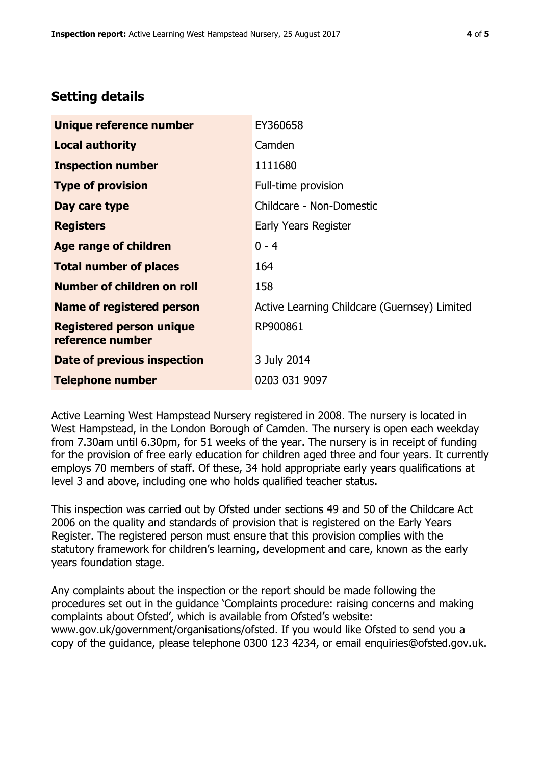## Setting details

| | |
|---|---|
| **Unique reference number** | EY360658 |
| **Local authority** | Camden |
| **Inspection number** | 1111680 |
| **Type of provision** | Full-time provision |
| **Day care type** | Childcare - Non-Domestic |
| **Registers** | Early Years Register |
| **Age range of children** | 0 - 4 |
| **Total number of places** | 164 |
| **Number of children on roll** | 158 |
| **Name of registered person** | Active Learning Childcare (Guernsey) Limited |
| **Registered person unique reference number** | RP900861 |
| **Date of previous inspection** | 3 July 2014 |
| **Telephone number** | 0203 031 9097 |

Active Learning West Hampstead Nursery registered in 2008. The nursery is located in West Hampstead, in the London Borough of Camden. The nursery is open each weekday from 7.30am until 6.30pm, for 51 weeks of the year. The nursery is in receipt of funding for the provision of free early education for children aged three and four years. It currently employs 70 members of staff. Of these, 34 hold appropriate early years qualifications at level 3 and above, including one who holds qualified teacher status.

This inspection was carried out by Ofsted under sections 49 and 50 of the Childcare Act 2006 on the quality and standards of provision that is registered on the Early Years Register. The registered person must ensure that this provision complies with the statutory framework for children's learning, development and care, known as the early years foundation stage.

Any complaints about the inspection or the report should be made following the procedures set out in the guidance 'Complaints procedure: raising concerns and making complaints about Ofsted', which is available from Ofsted's website: www.gov.uk/government/organisations/ofsted. If you would like Ofsted to send you a copy of the guidance, please telephone 0300 123 4234, or email enquiries@ofsted.gov.uk.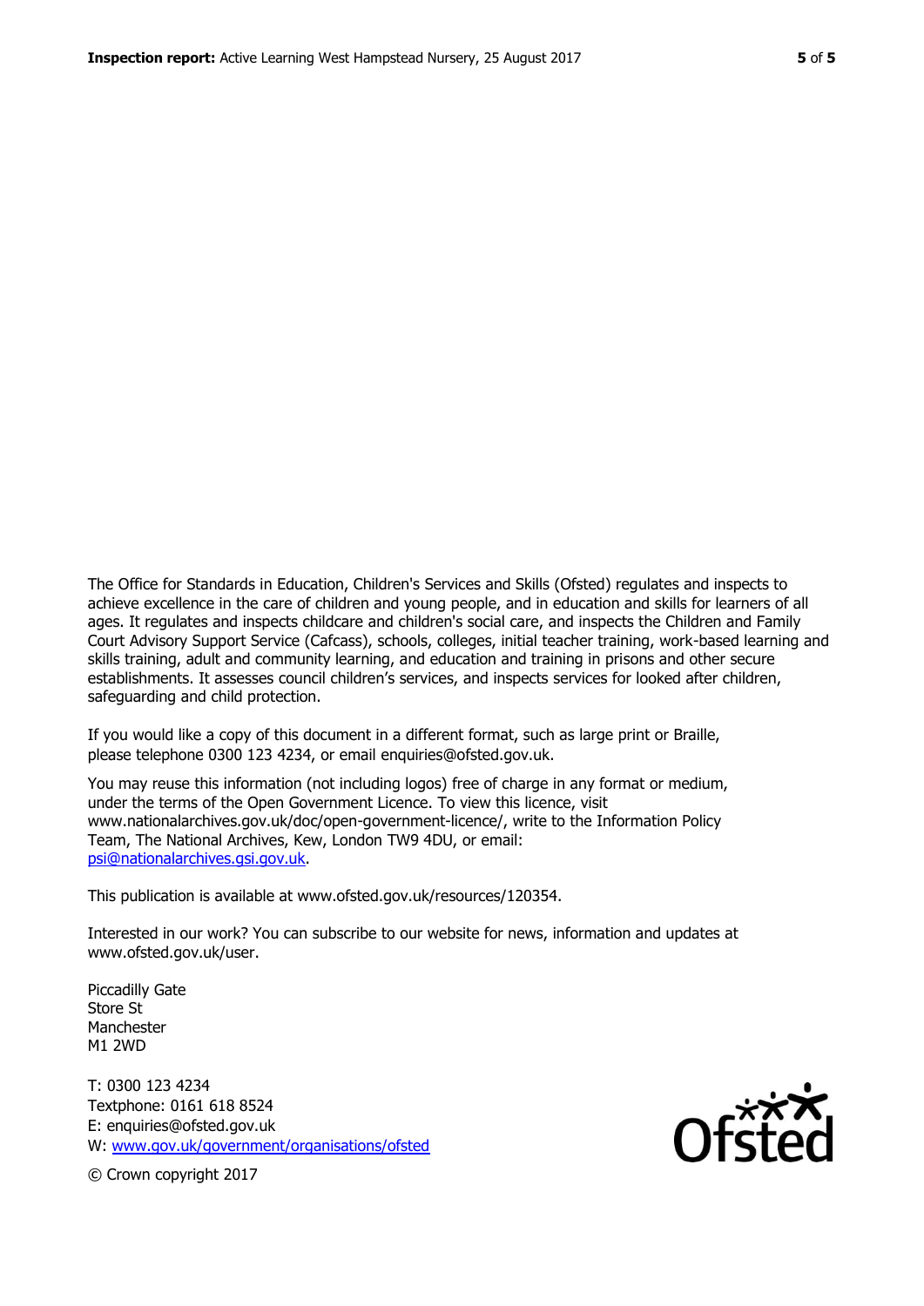The Office for Standards in Education, Children's Services and Skills (Ofsted) regulates and inspects to achieve excellence in the care of children and young people, and in education and skills for learners of all ages. It regulates and inspects childcare and children's social care, and inspects the Children and Family Court Advisory Support Service (Cafcass), schools, colleges, initial teacher training, work-based learning and skills training, adult and community learning, and education and training in prisons and other secure establishments. It assesses council children's services, and inspects services for looked after children, safeguarding and child protection.

If you would like a copy of this document in a different format, such as large print or Braille, please telephone 0300 123 4234, or email enquiries@ofsted.gov.uk.

You may reuse this information (not including logos) free of charge in any format or medium, under the terms of the Open Government Licence. To view this licence, visit www.nationalarchives.gov.uk/doc/open-government-licence/, write to the Information Policy Team, The National Archives, Kew, London TW9 4DU, or email: psi@nationalarchives.gsi.gov.uk.

This publication is available at www.ofsted.gov.uk/resources/120354.

Interested in our work? You can subscribe to our website for news, information and updates at www.ofsted.gov.uk/user.

Piccadilly Gate
Store St
Manchester
M1 2WD

T: 0300 123 4234
Textphone: 0161 618 8524
E: enquiries@ofsted.gov.uk
W: www.gov.uk/government/organisations/ofsted

© Crown copyright 2017